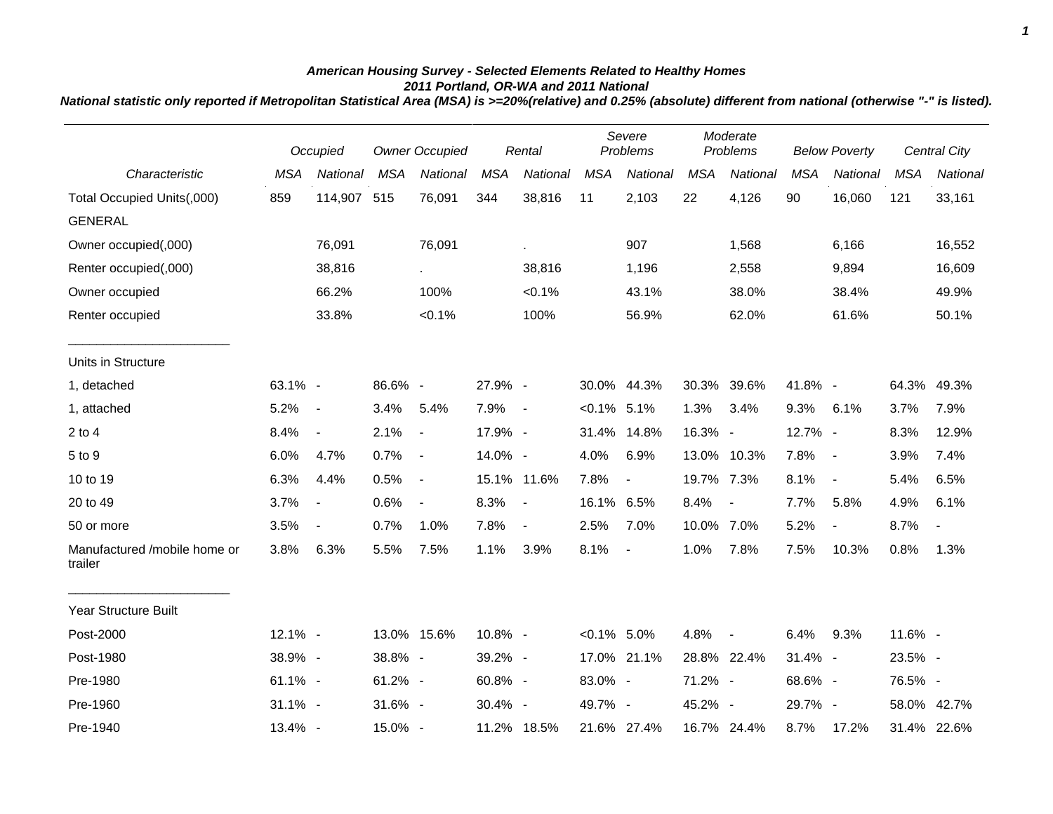***American Housing Survey - Selected Elements Related to Healthy Homes***
***2011 Portland, OR-WA and 2011 National***
***National statistic only reported if Metropolitan Statistical Area (MSA) is >=20%(relative) and 0.25% (absolute) different from national (otherwise "-" is listed).***

| | *Occupied* | | *Owner Occupied* | | *Rental* | | *Severe Problems* | | *Moderate Problems* | | *Below Poverty* | | *Central City* | |
|---|---|---|---|---|---|---|---|---|---|---|---|---|---|---|
| *Characteristic* | *MSA* | *National* | *MSA* | *National* | *MSA* | *National* | *MSA* | *National* | *MSA* | *National* | *MSA* | *National* | *MSA* | *National* |
| Total Occupied Units(,000) | 859 | 114,907 | 515 | 76,091 | 344 | 38,816 | 11 | 2,103 | 22 | 4,126 | 90 | 16,060 | 121 | 33,161 |
| GENERAL | | | | | | | | | | | | | | |
| Owner occupied(,000) | | 76,091 | | 76,091 | | . | | 907 | | 1,568 | | 6,166 | | 16,552 |
| Renter occupied(,000) | | 38,816 | | . | | 38,816 | | 1,196 | | 2,558 | | 9,894 | | 16,609 |
| Owner occupied | | 66.2% | | 100% | | <0.1% | | 43.1% | | 38.0% | | 38.4% | | 49.9% |
| Renter occupied | | 33.8% | | <0.1% | | 100% | | 56.9% | | 62.0% | | 61.6% | | 50.1% |
| Units in Structure | | | | | | | | | | | | | | |
| 1, detached | 63.1% | - | 86.6% | - | 27.9% | - | 30.0% | 44.3% | 30.3% | 39.6% | 41.8% | - | 64.3% | 49.3% |
| 1, attached | 5.2% | - | 3.4% | 5.4% | 7.9% | - | <0.1% | 5.1% | 1.3% | 3.4% | 9.3% | 6.1% | 3.7% | 7.9% |
| 2 to 4 | 8.4% | - | 2.1% | - | 17.9% | - | 31.4% | 14.8% | 16.3% | - | 12.7% | - | 8.3% | 12.9% |
| 5 to 9 | 6.0% | 4.7% | 0.7% | - | 14.0% | - | 4.0% | 6.9% | 13.0% | 10.3% | 7.8% | - | 3.9% | 7.4% |
| 10 to 19 | 6.3% | 4.4% | 0.5% | - | 15.1% | 11.6% | 7.8% | - | 19.7% | 7.3% | 8.1% | - | 5.4% | 6.5% |
| 20 to 49 | 3.7% | - | 0.6% | - | 8.3% | - | 16.1% | 6.5% | 8.4% | - | 7.7% | 5.8% | 4.9% | 6.1% |
| 50 or more | 3.5% | - | 0.7% | 1.0% | 7.8% | - | 2.5% | 7.0% | 10.0% | 7.0% | 5.2% | - | 8.7% | - |
| Manufactured /mobile home or trailer | 3.8% | 6.3% | 5.5% | 7.5% | 1.1% | 3.9% | 8.1% | - | 1.0% | 7.8% | 7.5% | 10.3% | 0.8% | 1.3% |
| Year Structure Built | | | | | | | | | | | | | | |
| Post-2000 | 12.1% | - | 13.0% | 15.6% | 10.8% | - | <0.1% | 5.0% | 4.8% | - | 6.4% | 9.3% | 11.6% | - |
| Post-1980 | 38.9% | - | 38.8% | - | 39.2% | - | 17.0% | 21.1% | 28.8% | 22.4% | 31.4% | - | 23.5% | - |
| Pre-1980 | 61.1% | - | 61.2% | - | 60.8% | - | 83.0% | - | 71.2% | - | 68.6% | - | 76.5% | - |
| Pre-1960 | 31.1% | - | 31.6% | - | 30.4% | - | 49.7% | - | 45.2% | - | 29.7% | - | 58.0% | 42.7% |
| Pre-1940 | 13.4% | - | 15.0% | - | 11.2% | 18.5% | 21.6% | 27.4% | 16.7% | 24.4% | 8.7% | 17.2% | 31.4% | 22.6% |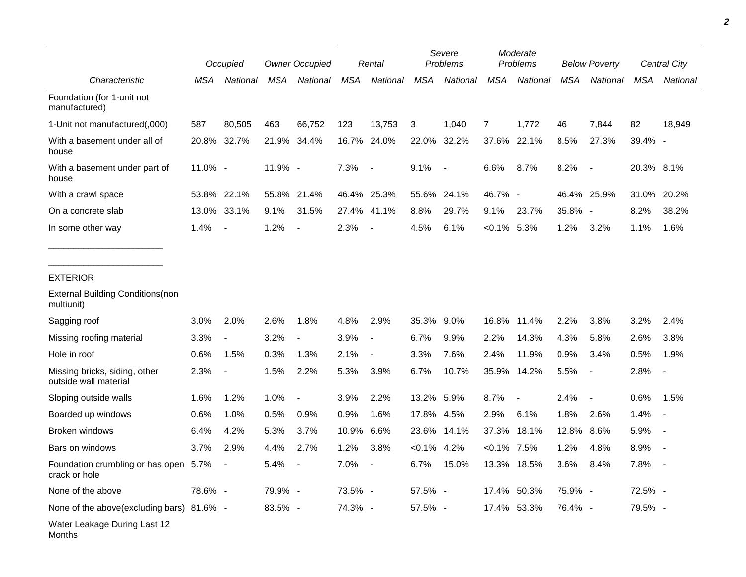| | Occupied | | Owner Occupied | | Rental | | Severe Problems | | Moderate Problems | | Below Poverty | | Central City | |
|---|---|---|---|---|---|---|---|---|---|---|---|---|---|---|
| Characteristic | MSA | National | MSA | National | MSA | National | MSA | National | MSA | National | MSA | National | MSA | National |
| Foundation (for 1-unit not manufactured) | | | | | | | | | | | | | | |
| 1-Unit not manufactured(,000) | 587 | 80,505 | 463 | 66,752 | 123 | 13,753 | 3 | 1,040 | 7 | 1,772 | 46 | 7,844 | 82 | 18,949 |
| With a basement under all of house | 20.8% | 32.7% | 21.9% | 34.4% | 16.7% | 24.0% | 22.0% | 32.2% | 37.6% | 22.1% | 8.5% | 27.3% | 39.4% | - |
| With a basement under part of house | 11.0% | - | 11.9% | - | 7.3% | - | 9.1% | - | 6.6% | 8.7% | 8.2% | - | 20.3% | 8.1% |
| With a crawl space | 53.8% | 22.1% | 55.8% | 21.4% | 46.4% | 25.3% | 55.6% | 24.1% | 46.7% | - | 46.4% | 25.9% | 31.0% | 20.2% |
| On a concrete slab | 13.0% | 33.1% | 9.1% | 31.5% | 27.4% | 41.1% | 8.8% | 29.7% | 9.1% | 23.7% | 35.8% | - | 8.2% | 38.2% |
| In some other way | 1.4% | - | 1.2% | - | 2.3% | - | 4.5% | 6.1% | <0.1% | 5.3% | 1.2% | 3.2% | 1.1% | 1.6% |
| EXTERIOR | | | | | | | | | | | | | | |
| External Building Conditions(non multiunit) | | | | | | | | | | | | | | |
| Sagging roof | 3.0% | 2.0% | 2.6% | 1.8% | 4.8% | 2.9% | 35.3% | 9.0% | 16.8% | 11.4% | 2.2% | 3.8% | 3.2% | 2.4% |
| Missing roofing material | 3.3% | - | 3.2% | - | 3.9% | - | 6.7% | 9.9% | 2.2% | 14.3% | 4.3% | 5.8% | 2.6% | 3.8% |
| Hole in roof | 0.6% | 1.5% | 0.3% | 1.3% | 2.1% | - | 3.3% | 7.6% | 2.4% | 11.9% | 0.9% | 3.4% | 0.5% | 1.9% |
| Missing bricks, siding, other outside wall material | 2.3% | - | 1.5% | 2.2% | 5.3% | 3.9% | 6.7% | 10.7% | 35.9% | 14.2% | 5.5% | - | 2.8% | - |
| Sloping outside walls | 1.6% | 1.2% | 1.0% | - | 3.9% | 2.2% | 13.2% | 5.9% | 8.7% | - | 2.4% | - | 0.6% | 1.5% |
| Boarded up windows | 0.6% | 1.0% | 0.5% | 0.9% | 0.9% | 1.6% | 17.8% | 4.5% | 2.9% | 6.1% | 1.8% | 2.6% | 1.4% | - |
| Broken windows | 6.4% | 4.2% | 5.3% | 3.7% | 10.9% | 6.6% | 23.6% | 14.1% | 37.3% | 18.1% | 12.8% | 8.6% | 5.9% | - |
| Bars on windows | 3.7% | 2.9% | 4.4% | 2.7% | 1.2% | 3.8% | <0.1% | 4.2% | <0.1% | 7.5% | 1.2% | 4.8% | 8.9% | - |
| Foundation crumbling or has open crack or hole | 5.7% | - | 5.4% | - | 7.0% | - | 6.7% | 15.0% | 13.3% | 18.5% | 3.6% | 8.4% | 7.8% | - |
| None of the above | 78.6% | - | 79.9% | - | 73.5% | - | 57.5% | - | 17.4% | 50.3% | 75.9% | - | 72.5% | - |
| None of the above(excluding bars) | 81.6% | - | 83.5% | - | 74.3% | - | 57.5% | - | 17.4% | 53.3% | 76.4% | - | 79.5% | - |
| Water Leakage During Last 12 Months | | | | | | | | | | | | | | |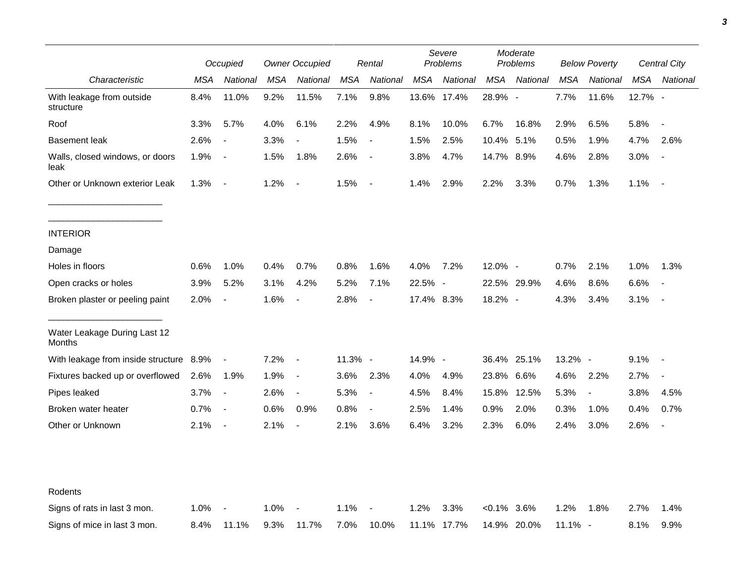| Characteristic | Occupied | | Owner Occupied | | Rental | | Severe Problems | | Moderate Problems | | Below Poverty | | Central City | |
|---|---|---|---|---|---|---|---|---|---|---|---|---|---|---|
| | MSA | National | MSA | National | MSA | National | MSA | National | MSA | National | MSA | National | MSA | National |
| With leakage from outside structure | 8.4% | 11.0% | 9.2% | 11.5% | 7.1% | 9.8% | 13.6% | 17.4% | 28.9% | - | 7.7% | 11.6% | 12.7% | - |
| Roof | 3.3% | 5.7% | 4.0% | 6.1% | 2.2% | 4.9% | 8.1% | 10.0% | 6.7% | 16.8% | 2.9% | 6.5% | 5.8% | - |
| Basement leak | 2.6% | - | 3.3% | - | 1.5% | - | 1.5% | 2.5% | 10.4% | 5.1% | 0.5% | 1.9% | 4.7% | 2.6% |
| Walls, closed windows, or doors leak | 1.9% | - | 1.5% | 1.8% | 2.6% | - | 3.8% | 4.7% | 14.7% | 8.9% | 4.6% | 2.8% | 3.0% | - |
| Other or Unknown exterior Leak | 1.3% | - | 1.2% | - | 1.5% | - | 1.4% | 2.9% | 2.2% | 3.3% | 0.7% | 1.3% | 1.1% | - |
| INTERIOR | | | | | | | | | | | | | | |
| Damage | | | | | | | | | | | | | | |
| Holes in floors | 0.6% | 1.0% | 0.4% | 0.7% | 0.8% | 1.6% | 4.0% | 7.2% | 12.0% | - | 0.7% | 2.1% | 1.0% | 1.3% |
| Open cracks or holes | 3.9% | 5.2% | 3.1% | 4.2% | 5.2% | 7.1% | 22.5% | - | 22.5% | 29.9% | 4.6% | 8.6% | 6.6% | - |
| Broken plaster or peeling paint | 2.0% | - | 1.6% | - | 2.8% | - | 17.4% | 8.3% | 18.2% | - | 4.3% | 3.4% | 3.1% | - |
| Water Leakage During Last 12 Months | | | | | | | | | | | | | | |
| With leakage from inside structure | 8.9% | - | 7.2% | - | 11.3% | - | 14.9% | - | 36.4% | 25.1% | 13.2% | - | 9.1% | - |
| Fixtures backed up or overflowed | 2.6% | 1.9% | 1.9% | - | 3.6% | 2.3% | 4.0% | 4.9% | 23.8% | 6.6% | 4.6% | 2.2% | 2.7% | - |
| Pipes leaked | 3.7% | - | 2.6% | - | 5.3% | - | 4.5% | 8.4% | 15.8% | 12.5% | 5.3% | - | 3.8% | 4.5% |
| Broken water heater | 0.7% | - | 0.6% | 0.9% | 0.8% | - | 2.5% | 1.4% | 0.9% | 2.0% | 0.3% | 1.0% | 0.4% | 0.7% |
| Other or Unknown | 2.1% | - | 2.1% | - | 2.1% | 3.6% | 6.4% | 3.2% | 2.3% | 6.0% | 2.4% | 3.0% | 2.6% | - |
| Rodents | | | | | | | | | | | | | | |
| Signs of rats in last 3 mon. | 1.0% | - | 1.0% | - | 1.1% | - | 1.2% | 3.3% | <0.1% | 3.6% | 1.2% | 1.8% | 2.7% | 1.4% |
| Signs of mice in last 3 mon. | 8.4% | 11.1% | 9.3% | 11.7% | 7.0% | 10.0% | 11.1% | 17.7% | 14.9% | 20.0% | 11.1% | - | 8.1% | 9.9% |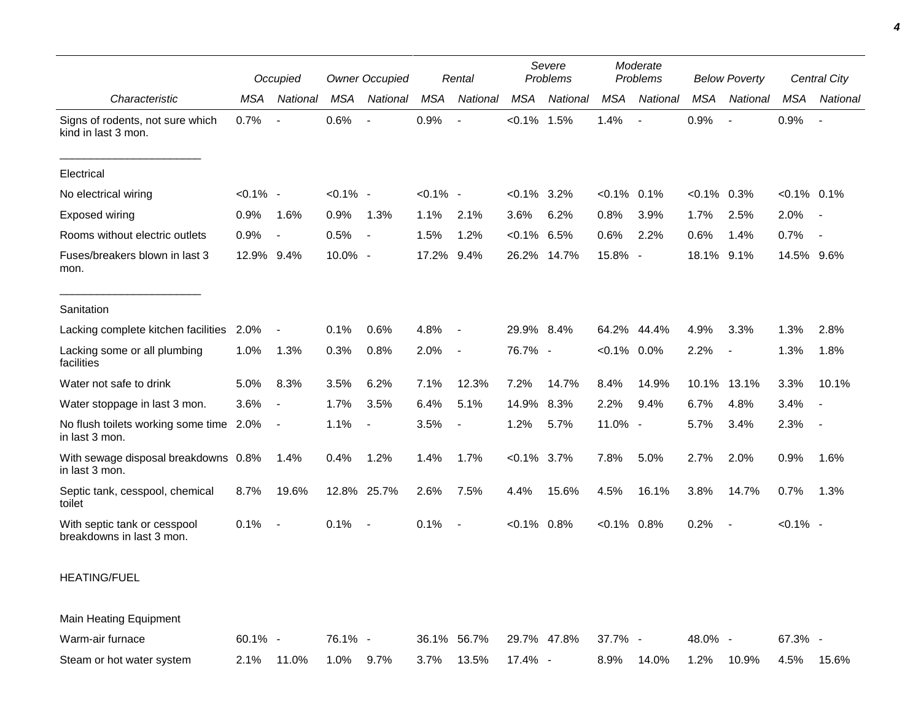| Characteristic | Occupied | | Owner Occupied | | Rental | | Severe Problems | | Moderate Problems | | Below Poverty | | Central City | |
|---|---|---|---|---|---|---|---|---|---|---|---|---|---|---|
| | *MSA* | *National* | *MSA* | *National* | *MSA* | *National* | *MSA* | *National* | *MSA* | *National* | *MSA* | *National* | *MSA* | *National* |
| Signs of rodents, not sure which kind in last 3 mon. | 0.7% | - | 0.6% | - | 0.9% | - | <0.1% | 1.5% | 1.4% | - | 0.9% | - | 0.9% | - |
| Electrical | | | | | | | | | | | | | | |
| No electrical wiring | <0.1% | - | <0.1% | - | <0.1% | - | <0.1% | 3.2% | <0.1% | 0.1% | <0.1% | 0.3% | <0.1% | 0.1% |
| Exposed wiring | 0.9% | 1.6% | 0.9% | 1.3% | 1.1% | 2.1% | 3.6% | 6.2% | 0.8% | 3.9% | 1.7% | 2.5% | 2.0% | - |
| Rooms without electric outlets | 0.9% | - | 0.5% | - | 1.5% | 1.2% | <0.1% | 6.5% | 0.6% | 2.2% | 0.6% | 1.4% | 0.7% | - |
| Fuses/breakers blown in last 3 mon. | 12.9% | 9.4% | 10.0% | - | 17.2% | 9.4% | 26.2% | 14.7% | 15.8% | - | 18.1% | 9.1% | 14.5% | 9.6% |
| Sanitation | | | | | | | | | | | | | | |
| Lacking complete kitchen facilities | 2.0% | - | 0.1% | 0.6% | 4.8% | - | 29.9% | 8.4% | 64.2% | 44.4% | 4.9% | 3.3% | 1.3% | 2.8% |
| Lacking some or all plumbing facilities | 1.0% | 1.3% | 0.3% | 0.8% | 2.0% | - | 76.7% | - | <0.1% | 0.0% | 2.2% | - | 1.3% | 1.8% |
| Water not safe to drink | 5.0% | 8.3% | 3.5% | 6.2% | 7.1% | 12.3% | 7.2% | 14.7% | 8.4% | 14.9% | 10.1% | 13.1% | 3.3% | 10.1% |
| Water stoppage in last 3 mon. | 3.6% | - | 1.7% | 3.5% | 6.4% | 5.1% | 14.9% | 8.3% | 2.2% | 9.4% | 6.7% | 4.8% | 3.4% | - |
| No flush toilets working some time in last 3 mon. | 2.0% | - | 1.1% | - | 3.5% | - | 1.2% | 5.7% | 11.0% | - | 5.7% | 3.4% | 2.3% | - |
| With sewage disposal breakdowns in last 3 mon. | 0.8% | 1.4% | 0.4% | 1.2% | 1.4% | 1.7% | <0.1% | 3.7% | 7.8% | 5.0% | 2.7% | 2.0% | 0.9% | 1.6% |
| Septic tank, cesspool, chemical toilet | 8.7% | 19.6% | 12.8% | 25.7% | 2.6% | 7.5% | 4.4% | 15.6% | 4.5% | 16.1% | 3.8% | 14.7% | 0.7% | 1.3% |
| With septic tank or cesspool breakdowns in last 3 mon. | 0.1% | - | 0.1% | - | 0.1% | - | <0.1% | 0.8% | <0.1% | 0.8% | 0.2% | - | <0.1% | - |
| HEATING/FUEL | | | | | | | | | | | | | | |
| Main Heating Equipment | | | | | | | | | | | | | | |
| Warm-air furnace | 60.1% | - | 76.1% | - | 36.1% | 56.7% | 29.7% | 47.8% | 37.7% | - | 48.0% | - | 67.3% | - |
| Steam or hot water system | 2.1% | 11.0% | 1.0% | 9.7% | 3.7% | 13.5% | 17.4% | - | 8.9% | 14.0% | 1.2% | 10.9% | 4.5% | 15.6% |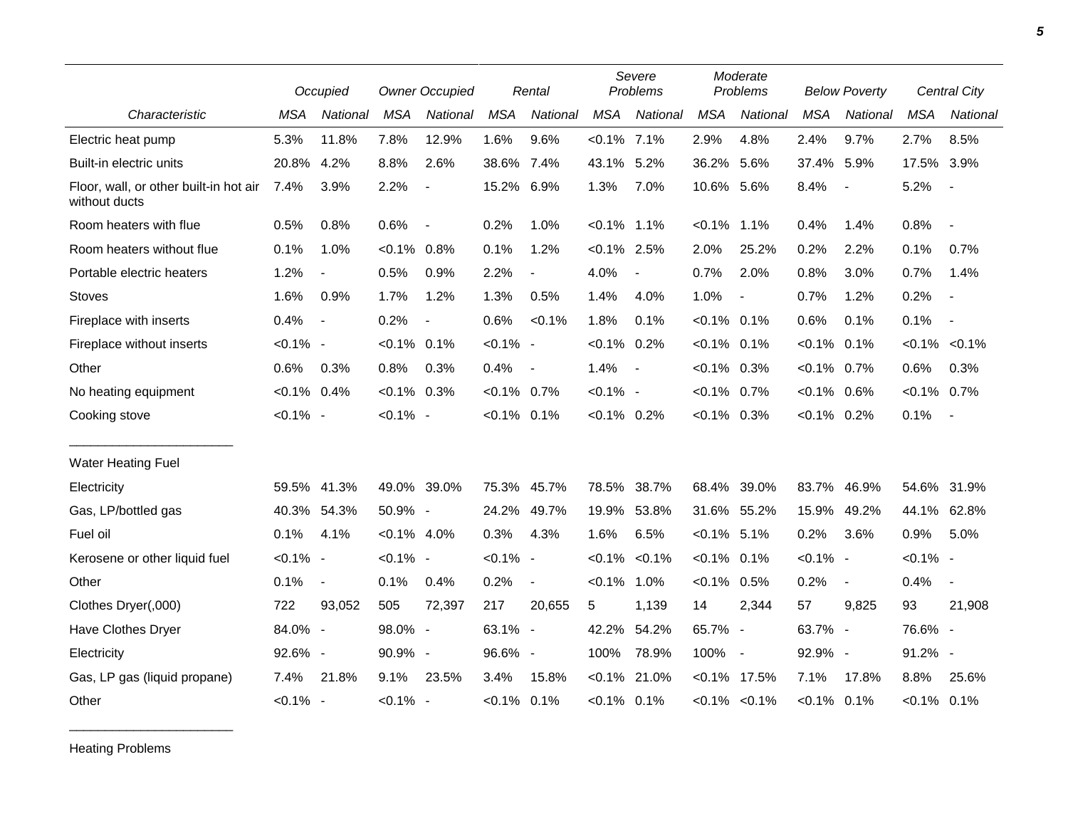| | Occupied | | Owner Occupied | | Rental | | Severe Problems | | Moderate Problems | | Below Poverty | | Central City | |
|---|---|---|---|---|---|---|---|---|---|---|---|---|---|---|
| *Characteristic* | *MSA* | *National* | *MSA* | *National* | *MSA* | *National* | *MSA* | *National* | *MSA* | *National* | *MSA* | *National* | *MSA* | *National* |
| Electric heat pump | 5.3% | 11.8% | 7.8% | 12.9% | 1.6% | 9.6% | <0.1% | 7.1% | 2.9% | 4.8% | 2.4% | 9.7% | 2.7% | 8.5% |
| Built-in electric units | 20.8% | 4.2% | 8.8% | 2.6% | 38.6% | 7.4% | 43.1% | 5.2% | 36.2% | 5.6% | 37.4% | 5.9% | 17.5% | 3.9% |
| Floor, wall, or other built-in hot air without ducts | 7.4% | 3.9% | 2.2% | - | 15.2% | 6.9% | 1.3% | 7.0% | 10.6% | 5.6% | 8.4% | - | 5.2% | - |
| Room heaters with flue | 0.5% | 0.8% | 0.6% | - | 0.2% | 1.0% | <0.1% | 1.1% | <0.1% | 1.1% | 0.4% | 1.4% | 0.8% | - |
| Room heaters without flue | 0.1% | 1.0% | <0.1% | 0.8% | 0.1% | 1.2% | <0.1% | 2.5% | 2.0% | 25.2% | 0.2% | 2.2% | 0.1% | 0.7% |
| Portable electric heaters | 1.2% | - | 0.5% | 0.9% | 2.2% | - | 4.0% | - | 0.7% | 2.0% | 0.8% | 3.0% | 0.7% | 1.4% |
| Stoves | 1.6% | 0.9% | 1.7% | 1.2% | 1.3% | 0.5% | 1.4% | 4.0% | 1.0% | - | 0.7% | 1.2% | 0.2% | - |
| Fireplace with inserts | 0.4% | - | 0.2% | - | 0.6% | <0.1% | 1.8% | 0.1% | <0.1% | 0.1% | 0.6% | 0.1% | 0.1% | - |
| Fireplace without inserts | <0.1% | - | <0.1% | 0.1% | <0.1% | - | <0.1% | 0.2% | <0.1% | 0.1% | <0.1% | 0.1% | <0.1% | <0.1% |
| Other | 0.6% | 0.3% | 0.8% | 0.3% | 0.4% | - | 1.4% | - | <0.1% | 0.3% | <0.1% | 0.7% | 0.6% | 0.3% |
| No heating equipment | <0.1% | 0.4% | <0.1% | 0.3% | <0.1% | 0.7% | <0.1% | - | <0.1% | 0.7% | <0.1% | 0.6% | <0.1% | 0.7% |
| Cooking stove | <0.1% | - | <0.1% | - | <0.1% | 0.1% | <0.1% | 0.2% | <0.1% | 0.3% | <0.1% | 0.2% | 0.1% | - |
| Water Heating Fuel | | | | | | | | | | | | | | |
| Electricity | 59.5% | 41.3% | 49.0% | 39.0% | 75.3% | 45.7% | 78.5% | 38.7% | 68.4% | 39.0% | 83.7% | 46.9% | 54.6% | 31.9% |
| Gas, LP/bottled gas | 40.3% | 54.3% | 50.9% | - | 24.2% | 49.7% | 19.9% | 53.8% | 31.6% | 55.2% | 15.9% | 49.2% | 44.1% | 62.8% |
| Fuel oil | 0.1% | 4.1% | <0.1% | 4.0% | 0.3% | 4.3% | 1.6% | 6.5% | <0.1% | 5.1% | 0.2% | 3.6% | 0.9% | 5.0% |
| Kerosene or other liquid fuel | <0.1% | - | <0.1% | - | <0.1% | - | <0.1% | <0.1% | <0.1% | 0.1% | <0.1% | - | <0.1% | - |
| Other | 0.1% | - | 0.1% | 0.4% | 0.2% | - | <0.1% | 1.0% | <0.1% | 0.5% | 0.2% | - | 0.4% | - |
| Clothes Dryer(,000) | 722 | 93,052 | 505 | 72,397 | 217 | 20,655 | 5 | 1,139 | 14 | 2,344 | 57 | 9,825 | 93 | 21,908 |
| Have Clothes Dryer | 84.0% | - | 98.0% | - | 63.1% | - | 42.2% | 54.2% | 65.7% | - | 63.7% | - | 76.6% | - |
| Electricity | 92.6% | - | 90.9% | - | 96.6% | - | 100% | 78.9% | 100% | - | 92.9% | - | 91.2% | - |
| Gas, LP gas (liquid propane) | 7.4% | 21.8% | 9.1% | 23.5% | 3.4% | 15.8% | <0.1% | 21.0% | <0.1% | 17.5% | 7.1% | 17.8% | 8.8% | 25.6% |
| Other | <0.1% | - | <0.1% | - | <0.1% | 0.1% | <0.1% | 0.1% | <0.1% | <0.1% | <0.1% | 0.1% | <0.1% | 0.1% |

Heating Problems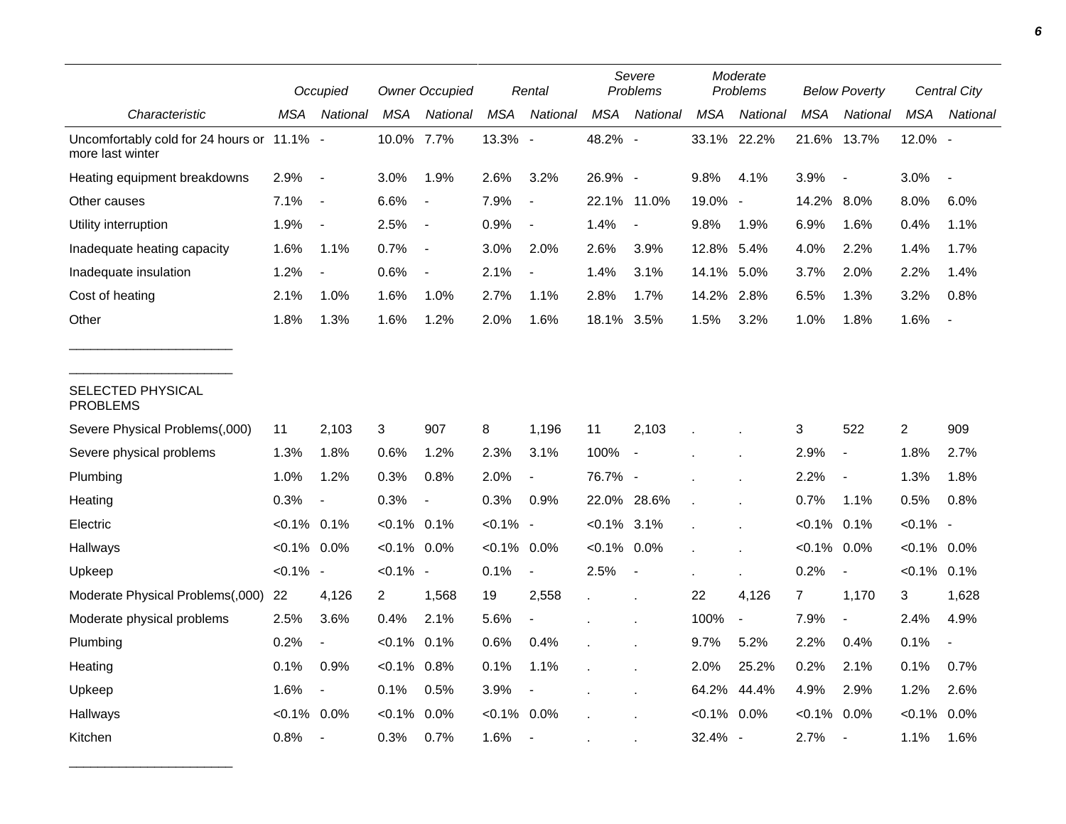| | Occupied | | Owner Occupied | | Rental | | Severe Problems | | Moderate Problems | | Below Poverty | | Central City | |
|---|---|---|---|---|---|---|---|---|---|---|---|---|---|---|
| Characteristic | MSA | National | MSA | National | MSA | National | MSA | National | MSA | National | MSA | National | MSA | National |
| Uncomfortably cold for 24 hours or more last winter | 11.1% | - | 10.0% | 7.7% | 13.3% | - | 48.2% | - | 33.1% | 22.2% | 21.6% | 13.7% | 12.0% | - |
| Heating equipment breakdowns | 2.9% | - | 3.0% | 1.9% | 2.6% | 3.2% | 26.9% | - | 9.8% | 4.1% | 3.9% | - | 3.0% | - |
| Other causes | 7.1% | - | 6.6% | - | 7.9% | - | 22.1% | 11.0% | 19.0% | - | 14.2% | 8.0% | 8.0% | 6.0% |
| Utility interruption | 1.9% | - | 2.5% | - | 0.9% | - | 1.4% | - | 9.8% | 1.9% | 6.9% | 1.6% | 0.4% | 1.1% |
| Inadequate heating capacity | 1.6% | 1.1% | 0.7% | - | 3.0% | 2.0% | 2.6% | 3.9% | 12.8% | 5.4% | 4.0% | 2.2% | 1.4% | 1.7% |
| Inadequate insulation | 1.2% | - | 0.6% | - | 2.1% | - | 1.4% | 3.1% | 14.1% | 5.0% | 3.7% | 2.0% | 2.2% | 1.4% |
| Cost of heating | 2.1% | 1.0% | 1.6% | 1.0% | 2.7% | 1.1% | 2.8% | 1.7% | 14.2% | 2.8% | 6.5% | 1.3% | 3.2% | 0.8% |
| Other | 1.8% | 1.3% | 1.6% | 1.2% | 2.0% | 1.6% | 18.1% | 3.5% | 1.5% | 3.2% | 1.0% | 1.8% | 1.6% | - |
| SELECTED PHYSICAL PROBLEMS | | | | | | | | | | | | | | |
| Severe Physical Problems(,000) | 11 | 2,103 | 3 | 907 | 8 | 1,196 | 11 | 2,103 | . | . | 3 | 522 | 2 | 909 |
| Severe physical problems | 1.3% | 1.8% | 0.6% | 1.2% | 2.3% | 3.1% | 100% | - | . | . | 2.9% | - | 1.8% | 2.7% |
| Plumbing | 1.0% | 1.2% | 0.3% | 0.8% | 2.0% | - | 76.7% | - | . | . | 2.2% | - | 1.3% | 1.8% |
| Heating | 0.3% | - | 0.3% | - | 0.3% | 0.9% | 22.0% | 28.6% | . | . | 0.7% | 1.1% | 0.5% | 0.8% |
| Electric | <0.1% | 0.1% | <0.1% | 0.1% | <0.1% | - | <0.1% | 3.1% | . | . | <0.1% | 0.1% | <0.1% | - |
| Hallways | <0.1% | 0.0% | <0.1% | 0.0% | <0.1% | 0.0% | <0.1% | 0.0% | . | . | <0.1% | 0.0% | <0.1% | 0.0% |
| Upkeep | <0.1% | - | <0.1% | - | 0.1% | - | 2.5% | - | . | . | 0.2% | - | <0.1% | 0.1% |
| Moderate Physical Problems(,000) | 22 | 4,126 | 2 | 1,568 | 19 | 2,558 | . | . | 22 | 4,126 | 7 | 1,170 | 3 | 1,628 |
| Moderate physical problems | 2.5% | 3.6% | 0.4% | 2.1% | 5.6% | - | . | . | 100% | - | 7.9% | - | 2.4% | 4.9% |
| Plumbing | 0.2% | - | <0.1% | 0.1% | 0.6% | 0.4% | . | . | 9.7% | 5.2% | 2.2% | 0.4% | 0.1% | - |
| Heating | 0.1% | 0.9% | <0.1% | 0.8% | 0.1% | 1.1% | . | . | 2.0% | 25.2% | 0.2% | 2.1% | 0.1% | 0.7% |
| Upkeep | 1.6% | - | 0.1% | 0.5% | 3.9% | - | . | . | 64.2% | 44.4% | 4.9% | 2.9% | 1.2% | 2.6% |
| Hallways | <0.1% | 0.0% | <0.1% | 0.0% | <0.1% | 0.0% | . | . | <0.1% | 0.0% | <0.1% | 0.0% | <0.1% | 0.0% |
| Kitchen | 0.8% | - | 0.3% | 0.7% | 1.6% | - | . | . | 32.4% | - | 2.7% | - | 1.1% | 1.6% |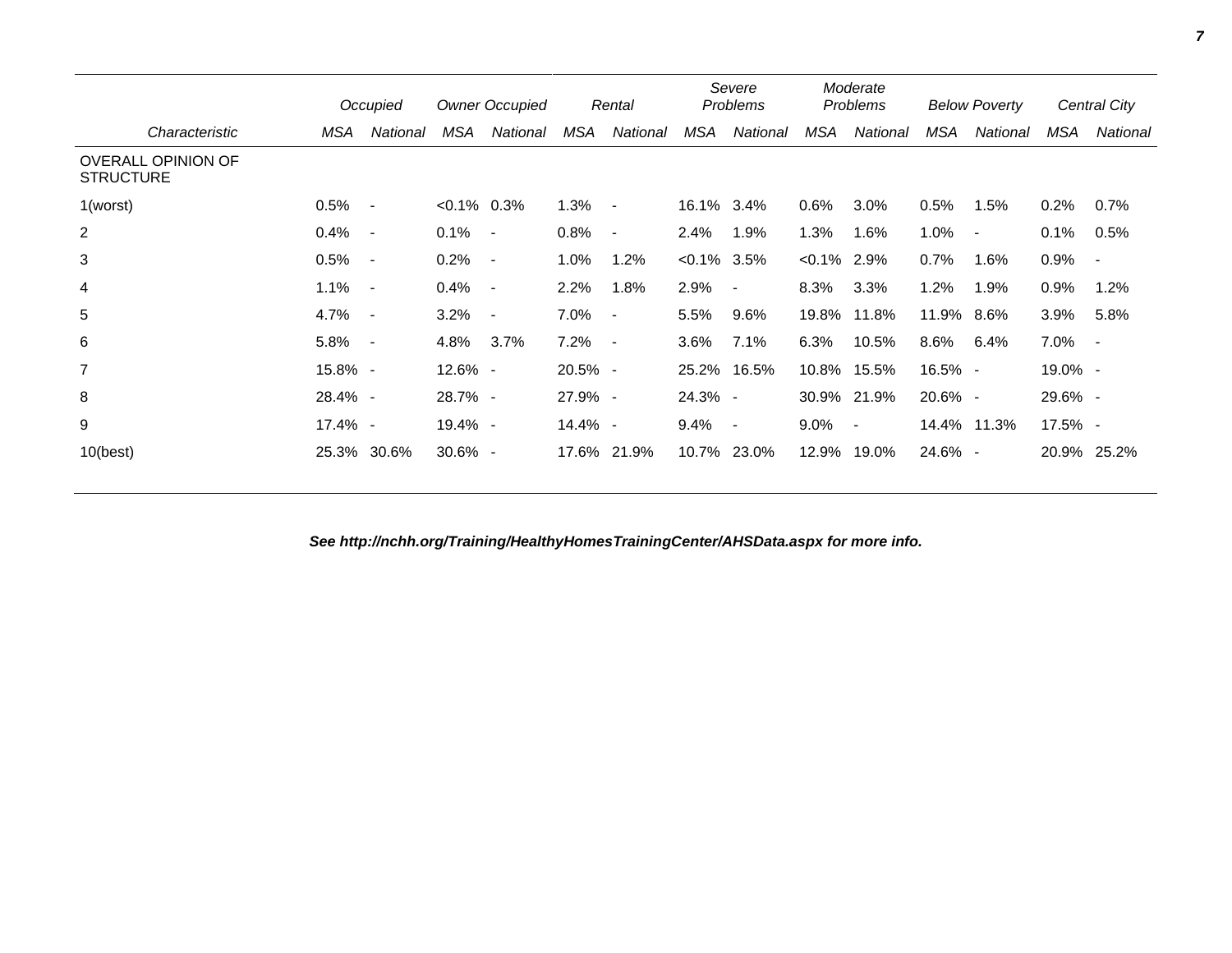| | Occupied | | Owner Occupied | | Rental | | Severe Problems | | Moderate Problems | | Below Poverty | | Central City | |
|---|---|---|---|---|---|---|---|---|---|---|---|---|---|---|
| *Characteristic* | *MSA* | *National* | *MSA* | *National* | *MSA* | *National* | *MSA* | *National* | *MSA* | *National* | *MSA* | *National* | *MSA* | *National* |
| OVERALL OPINION OF STRUCTURE | | | | | | | | | | | | | | |
| 1(worst) | 0.5% | - | <0.1% | 0.3% | 1.3% | - | 16.1% | 3.4% | 0.6% | 3.0% | 0.5% | 1.5% | 0.2% | 0.7% |
| 2 | 0.4% | - | 0.1% | - | 0.8% | - | 2.4% | 1.9% | 1.3% | 1.6% | 1.0% | - | 0.1% | 0.5% |
| 3 | 0.5% | - | 0.2% | - | 1.0% | 1.2% | <0.1% | 3.5% | <0.1% | 2.9% | 0.7% | 1.6% | 0.9% | - |
| 4 | 1.1% | - | 0.4% | - | 2.2% | 1.8% | 2.9% | - | 8.3% | 3.3% | 1.2% | 1.9% | 0.9% | 1.2% |
| 5 | 4.7% | - | 3.2% | - | 7.0% | - | 5.5% | 9.6% | 19.8% | 11.8% | 11.9% | 8.6% | 3.9% | 5.8% |
| 6 | 5.8% | - | 4.8% | 3.7% | 7.2% | - | 3.6% | 7.1% | 6.3% | 10.5% | 8.6% | 6.4% | 7.0% | - |
| 7 | 15.8% | - | 12.6% | - | 20.5% | - | 25.2% | 16.5% | 10.8% | 15.5% | 16.5% | - | 19.0% | - |
| 8 | 28.4% | - | 28.7% | - | 27.9% | - | 24.3% | - | 30.9% | 21.9% | 20.6% | - | 29.6% | - |
| 9 | 17.4% | - | 19.4% | - | 14.4% | - | 9.4% | - | 9.0% | - | 14.4% | 11.3% | 17.5% | - |
| 10(best) | 25.3% | 30.6% | 30.6% | - | 17.6% | 21.9% | 10.7% | 23.0% | 12.9% | 19.0% | 24.6% | - | 20.9% | 25.2% |

***See http://nchh.org/Training/HealthyHomesTrainingCenter/AHSData.aspx for more info.***